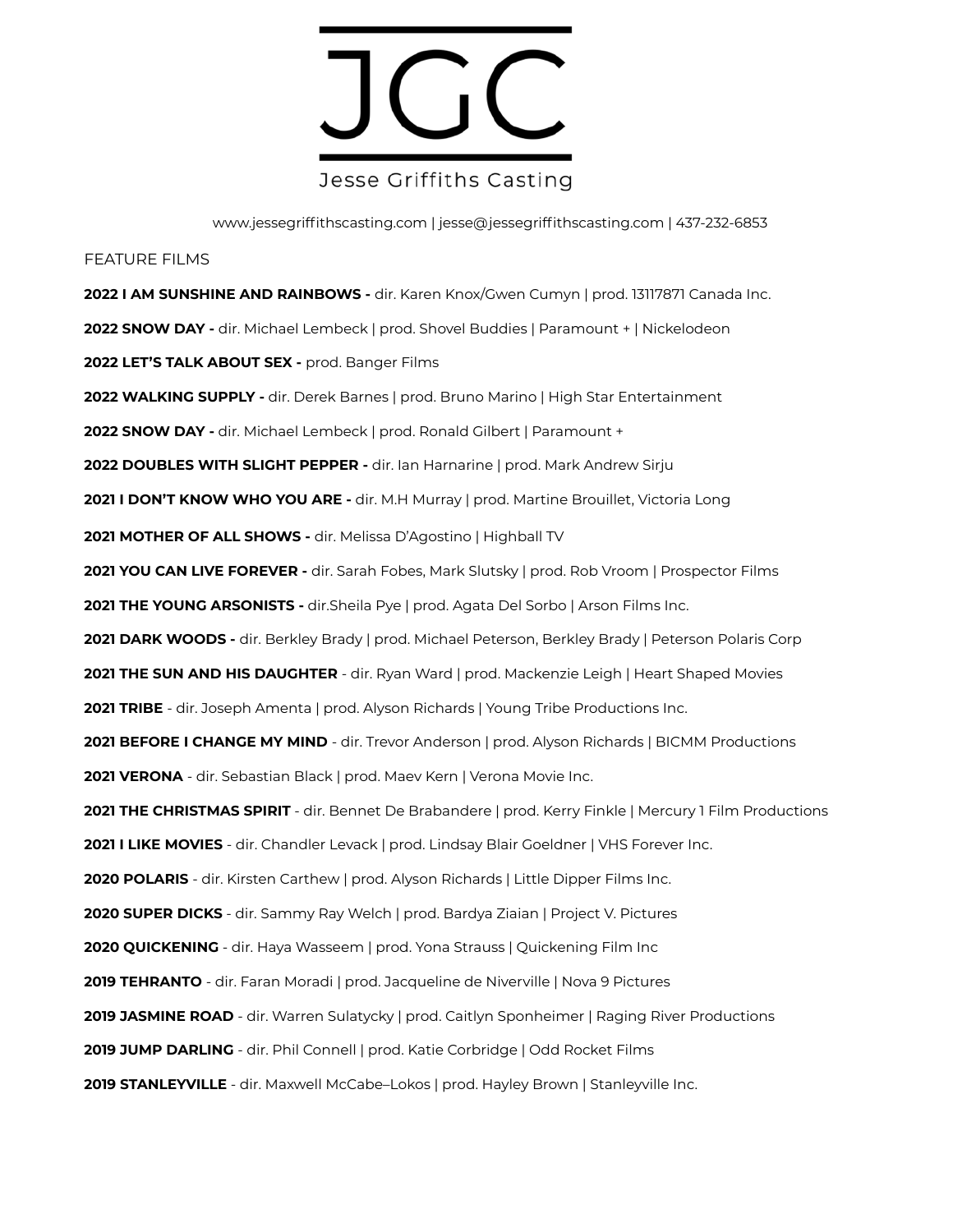# JGC

Jesse Griffiths Casting

www.jessegriffithscasting.com | jesse@jessegriffithscasting.com | 437-232-6853

FEATURE FILMS

**2022 I AM SUNSHINE AND RAINBOWS -** dir. Karen Knox/Gwen Cumyn | prod. 13117871 Canada Inc.

**2022 SNOW DAY -** dir. Michael Lembeck | prod. Shovel Buddies | Paramount + | Nickelodeon

**2022 LET'S TALK ABOUT SEX -** prod. Banger Films

**2022 WALKING SUPPLY -** dir. Derek Barnes | prod. Bruno Marino | High Star Entertainment

**2022 SNOW DAY -** dir. Michael Lembeck | prod. Ronald Gilbert | Paramount +

**2022 DOUBLES WITH SLIGHT PEPPER -** dir. Ian Harnarine | prod. Mark Andrew Sirju

**2021 I DON'T KNOW WHO YOU ARE -** dir. M.H Murray | prod. Martine Brouillet, Victoria Long

**2021 MOTHER OF ALL SHOWS -** dir. Melissa D'Agostino | Highball TV

**2021 YOU CAN LIVE FOREVER -** dir. Sarah Fobes, Mark Slutsky | prod. Rob Vroom | Prospector Films

**2021 THE YOUNG ARSONISTS -** dir.Sheila Pye | prod. Agata Del Sorbo | Arson Films Inc.

**2021 DARK WOODS -** dir. Berkley Brady | prod. Michael Peterson, Berkley Brady | Peterson Polaris Corp

**2021 THE SUN AND HIS DAUGHTER** - dir. Ryan Ward | prod. Mackenzie Leigh | Heart Shaped Movies

**2021 TRIBE** - dir. Joseph Amenta | prod. Alyson Richards | Young Tribe Productions Inc.

**2021 BEFORE I CHANGE MY MIND** - dir. Trevor Anderson | prod. Alyson Richards | BICMM Productions

**2021 VERONA** - dir. Sebastian Black | prod. Maev Kern | Verona Movie Inc.

**2021 THE CHRISTMAS SPIRIT** - dir. Bennet De Brabandere | prod. Kerry Finkle | Mercury 1 Film Productions

**2021 I LIKE MOVIES** - dir. Chandler Levack | prod. Lindsay Blair Goeldner | VHS Forever Inc.

**2020 POLARIS** - dir. Kirsten Carthew | prod. Alyson Richards | Little Dipper Films Inc.

**2020 SUPER DICKS** - dir. Sammy Ray Welch | prod. Bardya Ziaian | Project V. Pictures

**2020 QUICKENING** - dir. Haya Wasseem | prod. Yona Strauss | Quickening Film Inc

**2019 TEHRANTO** - dir. Faran Moradi | prod. Jacqueline de Niverville | Nova 9 Pictures

**2019 JASMINE ROAD** - dir. Warren Sulatycky | prod. Caitlyn Sponheimer | Raging River Productions

**2019 JUMP DARLING** - dir. Phil Connell | prod. Katie Corbridge | Odd Rocket Films

**2019 STANLEYVILLE** - dir. Maxwell McCabe–Lokos | prod. Hayley Brown | Stanleyville Inc.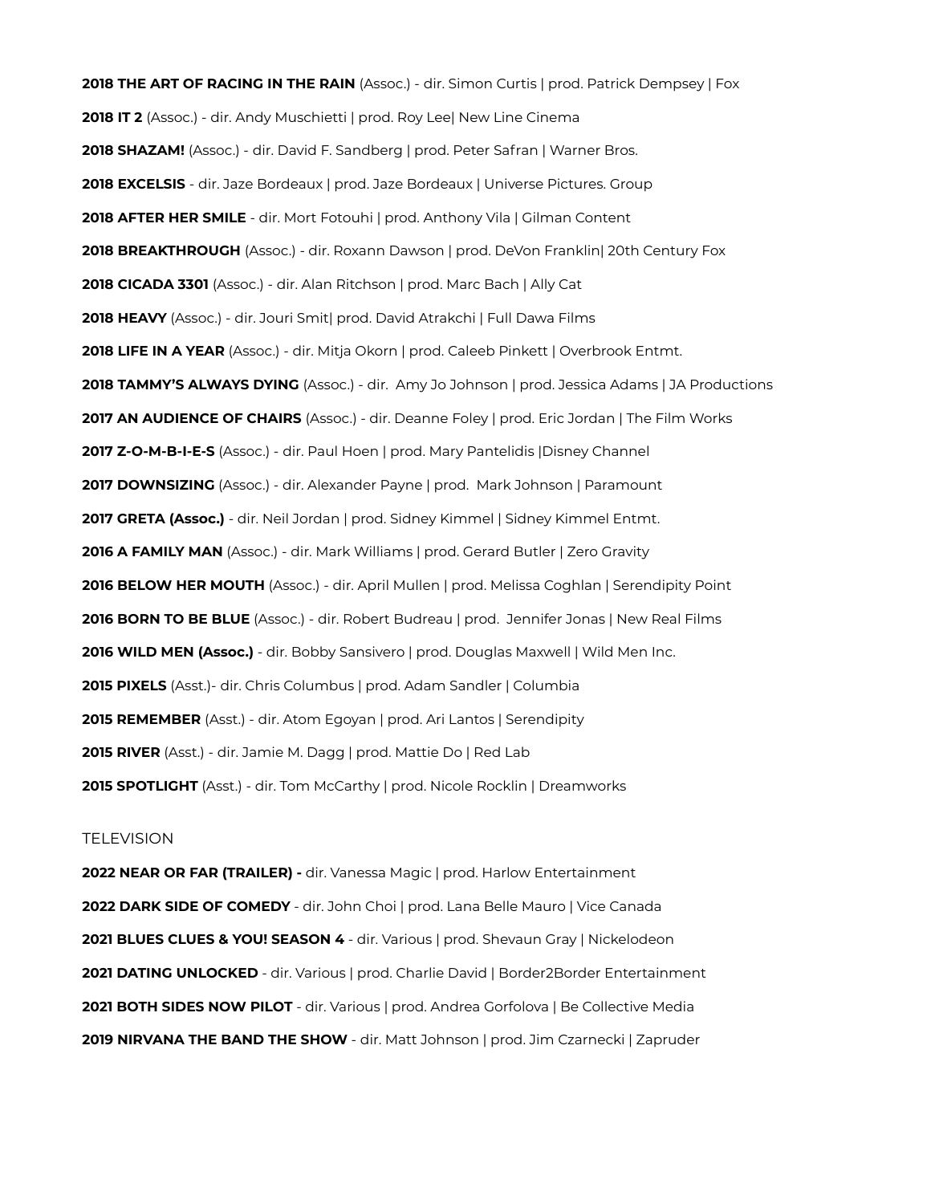**2018 THE ART OF RACING IN THE RAIN** (Assoc.) - dir. Simon Curtis | prod. Patrick Dempsey | Fox

**2018 IT 2** (Assoc.) - dir. Andy Muschietti | prod. Roy Lee| New Line Cinema

**2018 SHAZAM!** (Assoc.) - dir. David F. Sandberg | prod. Peter Safran | Warner Bros.

**2018 EXCELSIS** - dir. Jaze Bordeaux | prod. Jaze Bordeaux | Universe Pictures. Group

**2018 AFTER HER SMILE** - dir. Mort Fotouhi | prod. Anthony Vila | Gilman Content

**2018 BREAKTHROUGH** (Assoc.) - dir. Roxann Dawson | prod. DeVon Franklin| 20th Century Fox

**2018 CICADA 3301** (Assoc.) - dir. Alan Ritchson | prod. Marc Bach | Ally Cat

**2018 HEAVY** (Assoc.) - dir. Jouri Smit| prod. David Atrakchi | Full Dawa Films

**2018 LIFE IN A YEAR** (Assoc.) - dir. Mitja Okorn | prod. Caleeb Pinkett | Overbrook Entmt.

**2018 TAMMY'S ALWAYS DYING** (Assoc.) - dir. Amy Jo Johnson | prod. Jessica Adams | JA Productions

**2017 AN AUDIENCE OF CHAIRS** (Assoc.) - dir. Deanne Foley | prod. Eric Jordan | The Film Works

**2017 Z-O-M-B-I-E-S** (Assoc.) - dir. Paul Hoen | prod. Mary Pantelidis |Disney Channel

**2017 DOWNSIZING** (Assoc.) - dir. Alexander Payne | prod. Mark Johnson | Paramount

**2017 GRETA (Assoc.)** - dir. Neil Jordan | prod. Sidney Kimmel | Sidney Kimmel Entmt.

**2016 A FAMILY MAN** (Assoc.) - dir. Mark Williams | prod. Gerard Butler | Zero Gravity

**2016 BELOW HER MOUTH** (Assoc.) - dir. April Mullen | prod. Melissa Coghlan | Serendipity Point

**2016 BORN TO BE BLUE** (Assoc.) - dir. Robert Budreau | prod. Jennifer Jonas | New Real Films

**2016 WILD MEN (Assoc.)** - dir. Bobby Sansivero | prod. Douglas Maxwell | Wild Men Inc.

**2015 PIXELS** (Asst.)- dir. Chris Columbus | prod. Adam Sandler | Columbia

**2015 REMEMBER** (Asst.) - dir. Atom Egoyan | prod. Ari Lantos | Serendipity

**2015 RIVER** (Asst.) - dir. Jamie M. Dagg | prod. Mattie Do | Red Lab

**2015 SPOTLIGHT** (Asst.) - dir. Tom McCarthy | prod. Nicole Rocklin | Dreamworks

TELEVISION

**2022 NEAR OR FAR (TRAILER) -** dir. Vanessa Magic | prod. Harlow Entertainment

**2022 DARK SIDE OF COMEDY** - dir. John Choi | prod. Lana Belle Mauro | Vice Canada

**2021 BLUES CLUES & YOU! SEASON 4** - dir. Various | prod. Shevaun Gray | Nickelodeon

**2021 DATING UNLOCKED** - dir. Various | prod. Charlie David | Border2Border Entertainment

**2021 BOTH SIDES NOW PILOT** - dir. Various | prod. Andrea Gorfolova | Be Collective Media

**2019 NIRVANA THE BAND THE SHOW** - dir. Matt Johnson | prod. Jim Czarnecki | Zapruder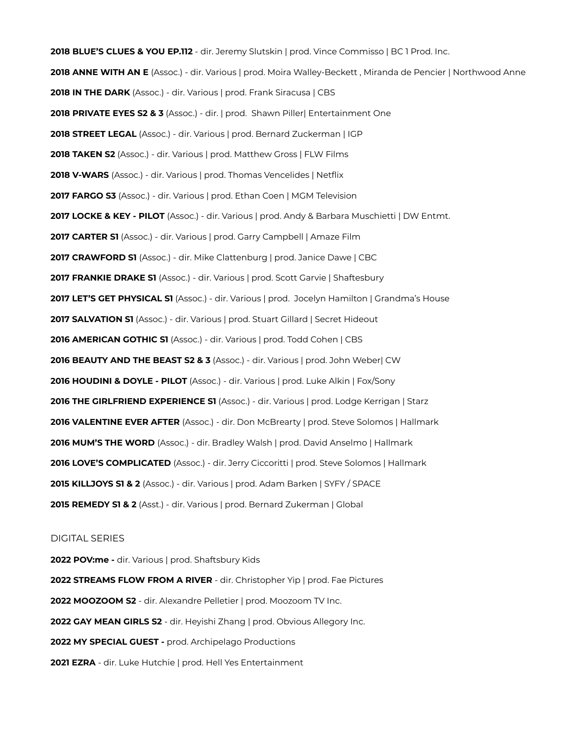**2018 BLUE'S CLUES & YOU EP.112** - dir. Jeremy Slutskin | prod. Vince Commisso | BC 1 Prod. Inc.

**2018 ANNE WITH AN E** (Assoc.) - dir. Various | prod. Moira Walley-Beckett , Miranda de Pencier | Northwood Anne

**2018 IN THE DARK** (Assoc.) - dir. Various | prod. Frank Siracusa | CBS

**2018 PRIVATE EYES S2 & 3** (Assoc.) - dir. | prod. Shawn Piller| Entertainment One

**2018 STREET LEGAL** (Assoc.) - dir. Various | prod. Bernard Zuckerman | IGP

**2018 TAKEN S2** (Assoc.) - dir. Various | prod. Matthew Gross | FLW Films

**2018 V-WARS** (Assoc.) - dir. Various | prod. Thomas Vencelides | Netflix

**2017 FARGO S3** (Assoc.) - dir. Various | prod. Ethan Coen | MGM Television

**2017 LOCKE & KEY - PILOT** (Assoc.) - dir. Various | prod. Andy & Barbara Muschietti | DW Entmt.

**2017 CARTER S1** (Assoc.) - dir. Various | prod. Garry Campbell | Amaze Film

**2017 CRAWFORD S1** (Assoc.) - dir. Mike Clattenburg | prod. Janice Dawe | CBC

**2017 FRANKIE DRAKE S1** (Assoc.) - dir. Various | prod. Scott Garvie | Shaftesbury

**2017 LET'S GET PHYSICAL S1** (Assoc.) - dir. Various | prod. Jocelyn Hamilton | Grandma's House

**2017 SALVATION S1** (Assoc.) - dir. Various | prod. Stuart Gillard | Secret Hideout

**2016 AMERICAN GOTHIC S1** (Assoc.) - dir. Various | prod. Todd Cohen | CBS

**2016 BEAUTY AND THE BEAST S2 & 3** (Assoc.) - dir. Various | prod. John Weber| CW

**2016 HOUDINI & DOYLE - PILOT** (Assoc.) - dir. Various | prod. Luke Alkin | Fox/Sony

**2016 THE GIRLFRIEND EXPERIENCE S1** (Assoc.) - dir. Various | prod. Lodge Kerrigan | Starz

**2016 VALENTINE EVER AFTER** (Assoc.) - dir. Don McBrearty | prod. Steve Solomos | Hallmark

**2016 MUM'S THE WORD** (Assoc.) - dir. Bradley Walsh | prod. David Anselmo | Hallmark

**2016 LOVE'S COMPLICATED** (Assoc.) - dir. Jerry Ciccoritti | prod. Steve Solomos | Hallmark

**2015 KILLJOYS S1 & 2** (Assoc.) - dir. Various | prod. Adam Barken | SYFY / SPACE

**2015 REMEDY S1 & 2** (Asst.) - dir. Various | prod. Bernard Zukerman | Global

DIGITAL SERIES

**2022 POV:me -** dir. Various | prod. Shaftsbury Kids

**2022 STREAMS FLOW FROM A RIVER** - dir. Christopher Yip | prod. Fae Pictures

**2022 MOOZOOM S2** - dir. Alexandre Pelletier | prod. Moozoom TV Inc.

**2022 GAY MEAN GIRLS S2** - dir. Heyishi Zhang | prod. Obvious Allegory Inc.

**2022 MY SPECIAL GUEST -** prod. Archipelago Productions

**2021 EZRA** - dir. Luke Hutchie | prod. Hell Yes Entertainment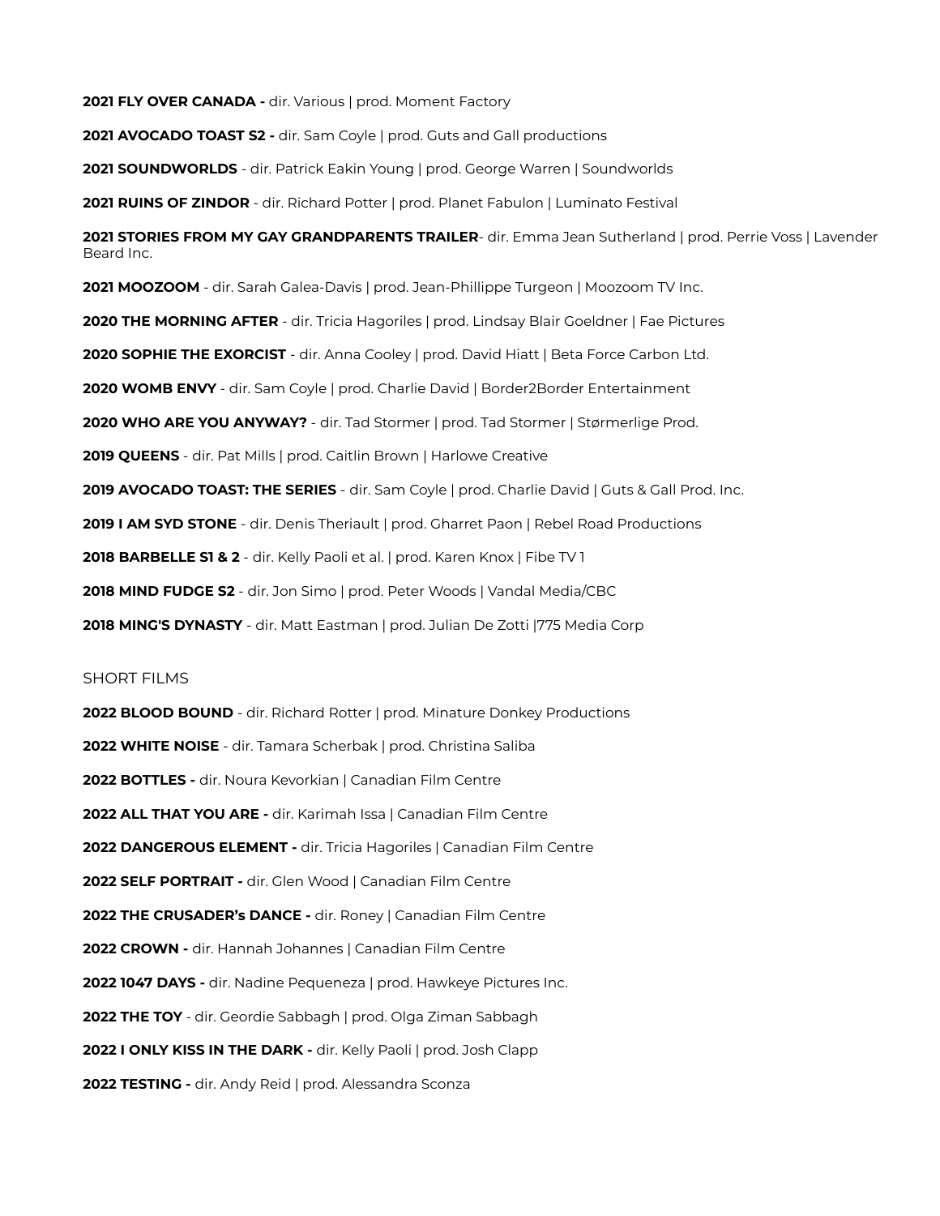**2021 FLY OVER CANADA -** dir. Various | prod. Moment Factory

**2021 AVOCADO TOAST S2 -** dir. Sam Coyle | prod. Guts and Gall productions

**2021 SOUNDWORLDS** - dir. Patrick Eakin Young | prod. George Warren | Soundworlds

**2021 RUINS OF ZINDOR** - dir. Richard Potter | prod. Planet Fabulon | Luminato Festival

**2021 STORIES FROM MY GAY GRANDPARENTS TRAILER**- dir. Emma Jean Sutherland | prod. Perrie Voss | Lavender Beard Inc.

**2021 MOOZOOM** - dir. Sarah Galea-Davis | prod. Jean-Phillippe Turgeon | Moozoom TV Inc.

**2020 THE MORNING AFTER** - dir. Tricia Hagoriles | prod. Lindsay Blair Goeldner | Fae Pictures

**2020 SOPHIE THE EXORCIST** - dir. Anna Cooley | prod. David Hiatt | Beta Force Carbon Ltd.

**2020 WOMB ENVY** - dir. Sam Coyle | prod. Charlie David | Border2Border Entertainment

**2020 WHO ARE YOU ANYWAY?** - dir. Tad Stormer | prod. Tad Stormer | Størmerlige Prod.

**2019 QUEENS** - dir. Pat Mills | prod. Caitlin Brown | Harlowe Creative

**2019 AVOCADO TOAST: THE SERIES** - dir. Sam Coyle | prod. Charlie David | Guts & Gall Prod. Inc.

**2019 I AM SYD STONE** - dir. Denis Theriault | prod. Gharret Paon | Rebel Road Productions

**2018 BARBELLE S1 & 2** - dir. Kelly Paoli et al. | prod. Karen Knox | Fibe TV 1

**2018 MIND FUDGE S2** - dir. Jon Simo | prod. Peter Woods | Vandal Media/CBC

**2018 MING'S DYNASTY** - dir. Matt Eastman | prod. Julian De Zotti |775 Media Corp

SHORT FILMS

**2022 BLOOD BOUND** - dir. Richard Rotter | prod. Minature Donkey Productions

**2022 WHITE NOISE** - dir. Tamara Scherbak | prod. Christina Saliba

**2022 BOTTLES -** dir. Noura Kevorkian | Canadian Film Centre

**2022 ALL THAT YOU ARE -** dir. Karimah Issa | Canadian Film Centre

**2022 DANGEROUS ELEMENT -** dir. Tricia Hagoriles | Canadian Film Centre

**2022 SELF PORTRAIT -** dir. Glen Wood | Canadian Film Centre

**2022 THE CRUSADER's DANCE -** dir. Roney | Canadian Film Centre

**2022 CROWN -** dir. Hannah Johannes | Canadian Film Centre

**2022 1047 DAYS -** dir. Nadine Pequeneza | prod. Hawkeye Pictures Inc.

**2022 THE TOY** - dir. Geordie Sabbagh | prod. Olga Ziman Sabbagh

**2022 I ONLY KISS IN THE DARK -** dir. Kelly Paoli | prod. Josh Clapp

**2022 TESTING -** dir. Andy Reid | prod. Alessandra Sconza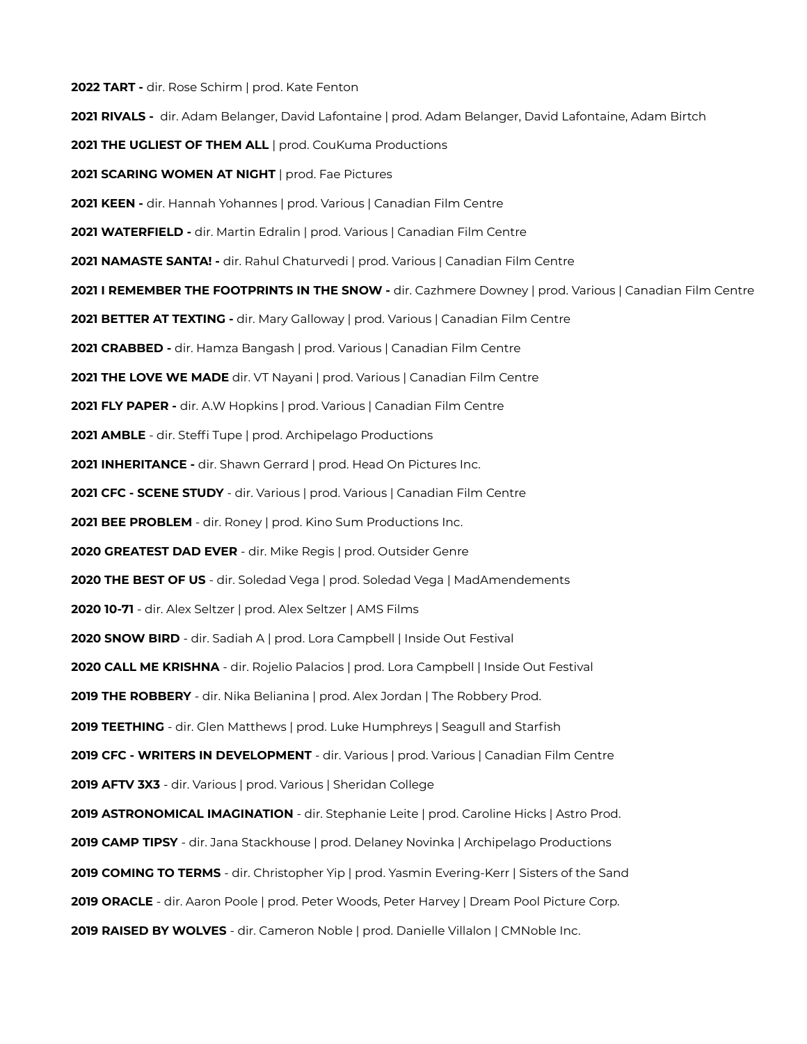**2022 TART -** dir. Rose Schirm | prod. Kate Fenton

**2021 RIVALS -** dir. Adam Belanger, David Lafontaine | prod. Adam Belanger, David Lafontaine, Adam Birtch

**2021 THE UGLIEST OF THEM ALL** | prod. CouKuma Productions

**2021 SCARING WOMEN AT NIGHT** | prod. Fae Pictures

**2021 KEEN -** dir. Hannah Yohannes | prod. Various | Canadian Film Centre

**2021 WATERFIELD -** dir. Martin Edralin | prod. Various | Canadian Film Centre

**2021 NAMASTE SANTA! -** dir. Rahul Chaturvedi | prod. Various | Canadian Film Centre

**2021 I REMEMBER THE FOOTPRINTS IN THE SNOW -** dir. Cazhmere Downey | prod. Various | Canadian Film Centre

**2021 BETTER AT TEXTING -** dir. Mary Galloway | prod. Various | Canadian Film Centre

**2021 CRABBED -** dir. Hamza Bangash | prod. Various | Canadian Film Centre

**2021 THE LOVE WE MADE** dir. VT Nayani | prod. Various | Canadian Film Centre

**2021 FLY PAPER -** dir. A.W Hopkins | prod. Various | Canadian Film Centre

**2021 AMBLE** - dir. Steffi Tupe | prod. Archipelago Productions

**2021 INHERITANCE -** dir. Shawn Gerrard | prod. Head On Pictures Inc.

**2021 CFC - SCENE STUDY** - dir. Various | prod. Various | Canadian Film Centre

**2021 BEE PROBLEM** - dir. Roney | prod. Kino Sum Productions Inc.

**2020 GREATEST DAD EVER** - dir. Mike Regis | prod. Outsider Genre

**2020 THE BEST OF US** - dir. Soledad Vega | prod. Soledad Vega | MadAmendements

**2020 10-71** - dir. Alex Seltzer | prod. Alex Seltzer | AMS Films

**2020 SNOW BIRD** - dir. Sadiah A | prod. Lora Campbell | Inside Out Festival

**2020 CALL ME KRISHNA** - dir. Rojelio Palacios | prod. Lora Campbell | Inside Out Festival

**2019 THE ROBBERY** - dir. Nika Belianina | prod. Alex Jordan | The Robbery Prod.

**2019 TEETHING** - dir. Glen Matthews | prod. Luke Humphreys | Seagull and Starfish

**2019 CFC - WRITERS IN DEVELOPMENT** - dir. Various | prod. Various | Canadian Film Centre

**2019 AFTV 3X3** - dir. Various | prod. Various | Sheridan College

**2019 ASTRONOMICAL IMAGINATION** - dir. Stephanie Leite | prod. Caroline Hicks | Astro Prod.

**2019 CAMP TIPSY** - dir. Jana Stackhouse | prod. Delaney Novinka | Archipelago Productions

**2019 COMING TO TERMS** - dir. Christopher Yip | prod. Yasmin Evering-Kerr | Sisters of the Sand

**2019 ORACLE** - dir. Aaron Poole | prod. Peter Woods, Peter Harvey | Dream Pool Picture Corp.

**2019 RAISED BY WOLVES** - dir. Cameron Noble | prod. Danielle Villalon | CMNoble Inc.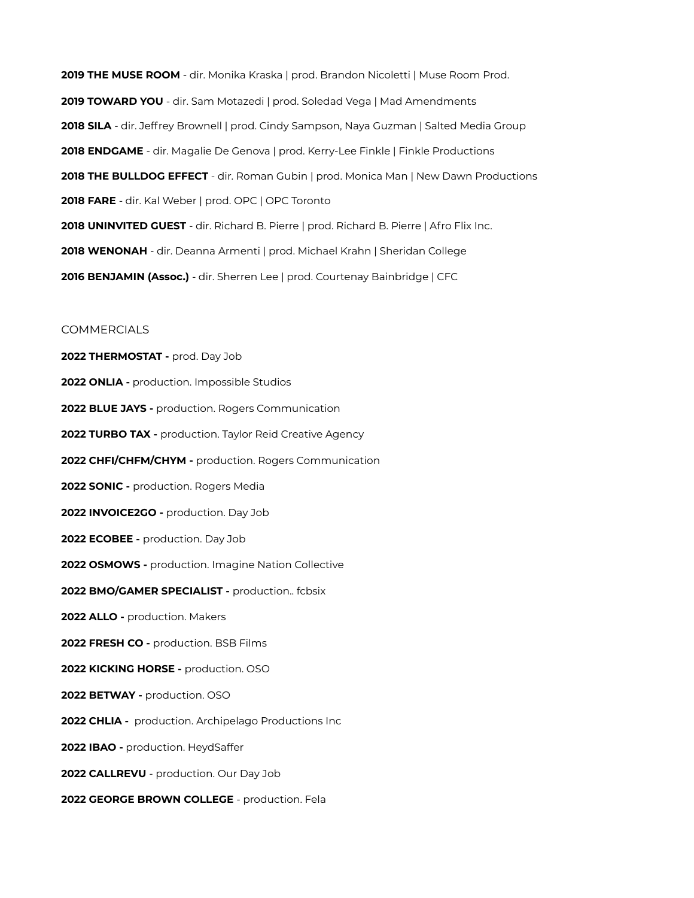**2019 THE MUSE ROOM** - dir. Monika Kraska | prod. Brandon Nicoletti | Muse Room Prod.

**2019 TOWARD YOU** - dir. Sam Motazedi | prod. Soledad Vega | Mad Amendments

**2018 SILA** - dir. Jeffrey Brownell | prod. Cindy Sampson, Naya Guzman | Salted Media Group

**2018 ENDGAME** - dir. Magalie De Genova | prod. Kerry-Lee Finkle | Finkle Productions

**2018 THE BULLDOG EFFECT** - dir. Roman Gubin | prod. Monica Man | New Dawn Productions

**2018 FARE** - dir. Kal Weber | prod. OPC | OPC Toronto

**2018 UNINVITED GUEST** - dir. Richard B. Pierre | prod. Richard B. Pierre | Afro Flix Inc.

**2018 WENONAH** - dir. Deanna Armenti | prod. Michael Krahn | Sheridan College

**2016 BENJAMIN (Assoc.)** - dir. Sherren Lee | prod. Courtenay Bainbridge | CFC

COMMERCIALS

**2022 THERMOSTAT -** prod. Day Job

**2022 ONLIA -** production. Impossible Studios

**2022 BLUE JAYS -** production. Rogers Communication

**2022 TURBO TAX -** production. Taylor Reid Creative Agency

**2022 CHFI/CHFM/CHYM -** production. Rogers Communication

**2022 SONIC -** production. Rogers Media

**2022 INVOICE2GO -** production. Day Job

**2022 ECOBEE -** production. Day Job

**2022 OSMOWS -** production. Imagine Nation Collective

**2022 BMO/GAMER SPECIALIST -** production.. fcbsix

**2022 ALLO -** production. Makers

**2022 FRESH CO -** production. BSB Films

**2022 KICKING HORSE -** production. OSO

**2022 BETWAY -** production. OSO

**2022 CHLIA -** production. Archipelago Productions Inc

**2022 IBAO -** production. HeydSaffer

**2022 CALLREVU** - production. Our Day Job

**2022 GEORGE BROWN COLLEGE** - production. Fela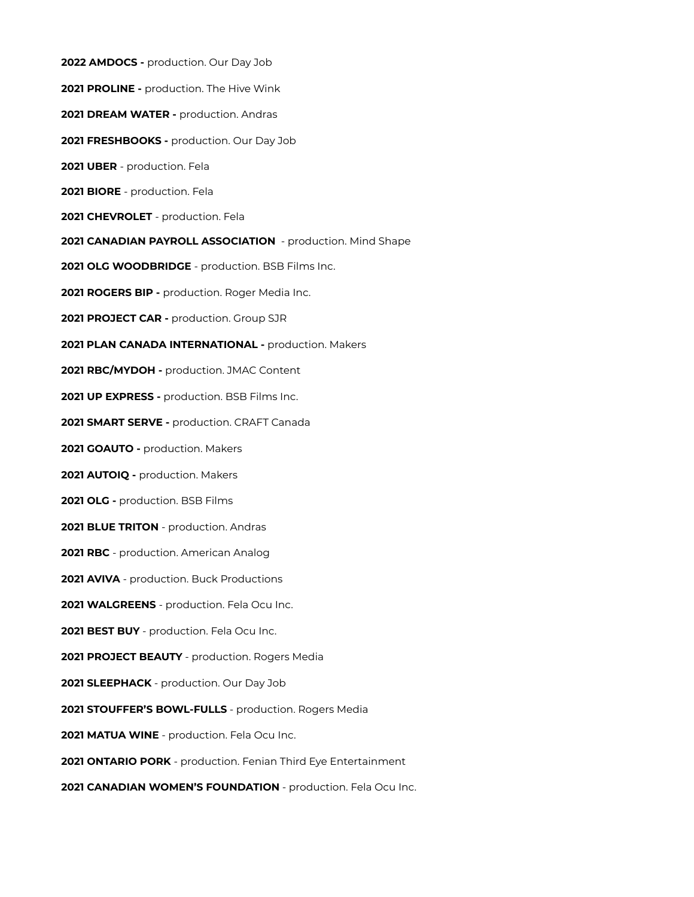**2022 AMDOCS -** production. Our Day Job

**2021 PROLINE -** production. The Hive Wink

**2021 DREAM WATER -** production. Andras

**2021 FRESHBOOKS -** production. Our Day Job

**2021 UBER** - production. Fela

**2021 BIORE** - production. Fela

**2021 CHEVROLET** - production. Fela

**2021 CANADIAN PAYROLL ASSOCIATION** - production. Mind Shape

**2021 OLG WOODBRIDGE** - production. BSB Films Inc.

**2021 ROGERS BIP -** production. Roger Media Inc.

**2021 PROJECT CAR -** production. Group SJR

**2021 PLAN CANADA INTERNATIONAL -** production. Makers

**2021 RBC/MYDOH -** production. JMAC Content

**2021 UP EXPRESS -** production. BSB Films Inc.

**2021 SMART SERVE -** production. CRAFT Canada

**2021 GOAUTO -** production. Makers

**2021 AUTOIQ -** production. Makers

**2021 OLG -** production. BSB Films

**2021 BLUE TRITON** - production. Andras

**2021 RBC** - production. American Analog

**2021 AVIVA** - production. Buck Productions

**2021 WALGREENS** - production. Fela Ocu Inc.

**2021 BEST BUY** - production. Fela Ocu Inc.

**2021 PROJECT BEAUTY** - production. Rogers Media

**2021 SLEEPHACK** - production. Our Day Job

**2021 STOUFFER'S BOWL-FULLS** - production. Rogers Media

**2021 MATUA WINE** - production. Fela Ocu Inc.

**2021 ONTARIO PORK** - production. Fenian Third Eye Entertainment

**2021 CANADIAN WOMEN'S FOUNDATION** - production. Fela Ocu Inc.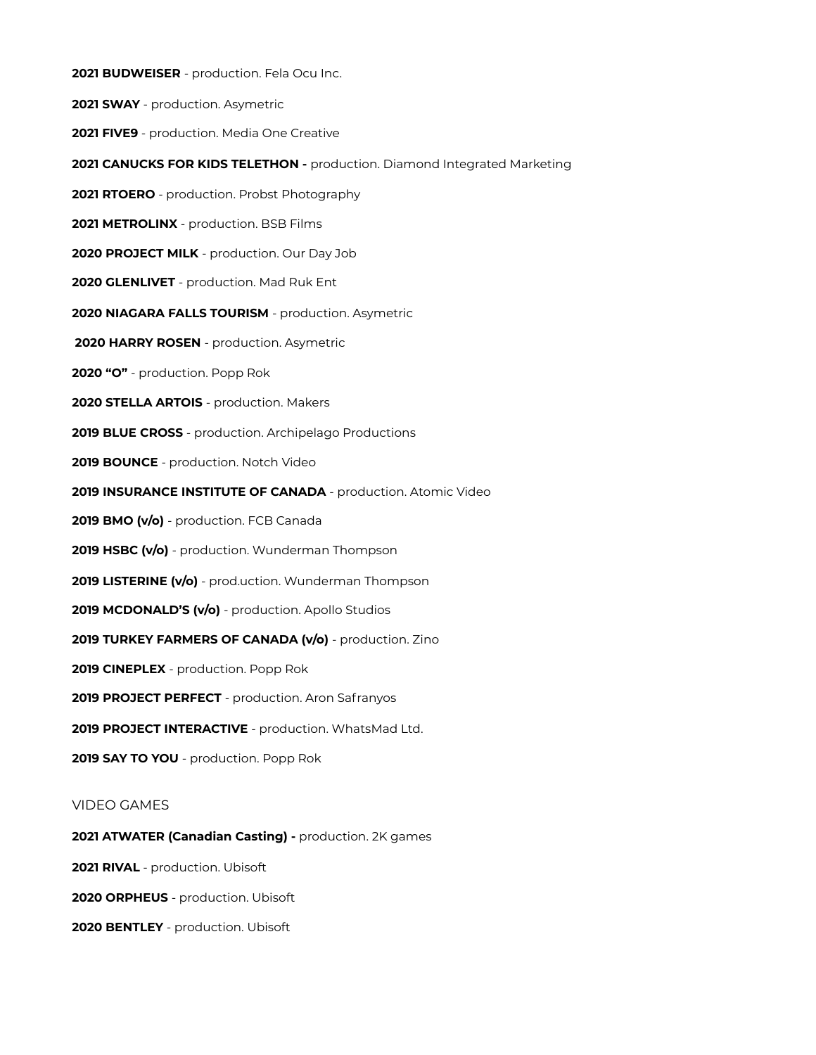**2021 BUDWEISER** - production. Fela Ocu Inc.

**2021 SWAY** - production. Asymetric

**2021 FIVE9** - production. Media One Creative

**2021 CANUCKS FOR KIDS TELETHON -** production. Diamond Integrated Marketing

**2021 RTOERO** - production. Probst Photography

**2021 METROLINX** - production. BSB Films

**2020 PROJECT MILK** - production. Our Day Job

**2020 GLENLIVET** - production. Mad Ruk Ent

**2020 NIAGARA FALLS TOURISM** - production. Asymetric

**2020 HARRY ROSEN** - production. Asymetric

**2020 "O"** - production. Popp Rok

**2020 STELLA ARTOIS** - production. Makers

**2019 BLUE CROSS** - production. Archipelago Productions

**2019 BOUNCE** - production. Notch Video

**2019 INSURANCE INSTITUTE OF CANADA** - production. Atomic Video

**2019 BMO (v/o)** - production. FCB Canada

**2019 HSBC (v/o)** - production. Wunderman Thompson

**2019 LISTERINE (v/o)** - prod.uction. Wunderman Thompson

**2019 MCDONALD'S (v/o)** - production. Apollo Studios

**2019 TURKEY FARMERS OF CANADA (v/o)** - production. Zino

**2019 CINEPLEX** - production. Popp Rok

**2019 PROJECT PERFECT** - production. Aron Safranyos

**2019 PROJECT INTERACTIVE** - production. WhatsMad Ltd.

**2019 SAY TO YOU** - production. Popp Rok

VIDEO GAMES

**2021 ATWATER (Canadian Casting) -** production. 2K games

**2021 RIVAL** - production. Ubisoft

**2020 ORPHEUS** - production. Ubisoft

**2020 BENTLEY** - production. Ubisoft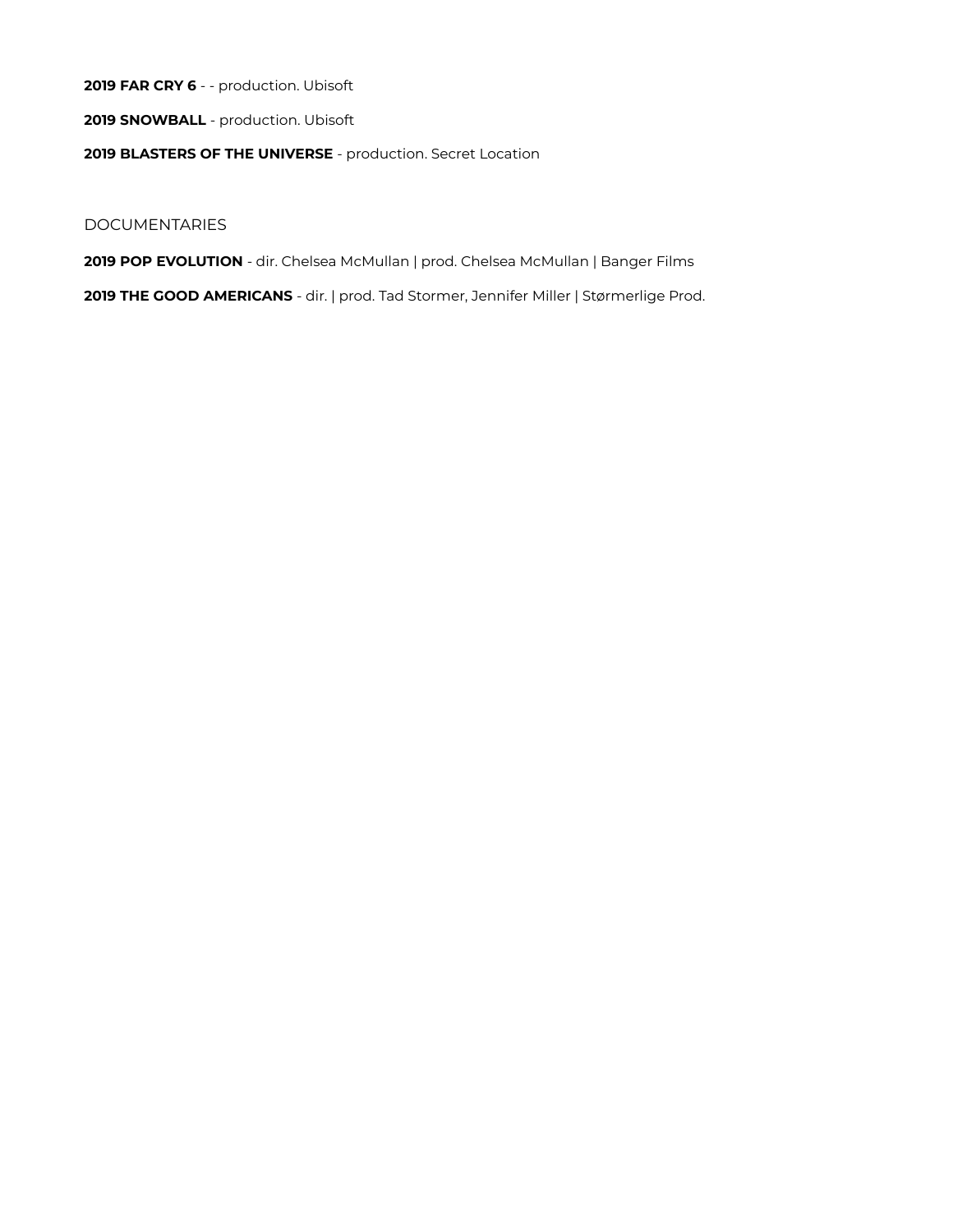**2019 FAR CRY 6** - - production. Ubisoft

**2019 SNOWBALL** - production. Ubisoft

**2019 BLASTERS OF THE UNIVERSE** - production. Secret Location

DOCUMENTARIES

**2019 POP EVOLUTION** - dir. Chelsea McMullan | prod. Chelsea McMullan | Banger Films

**2019 THE GOOD AMERICANS** - dir. | prod. Tad Stormer, Jennifer Miller | Størmerlige Prod.